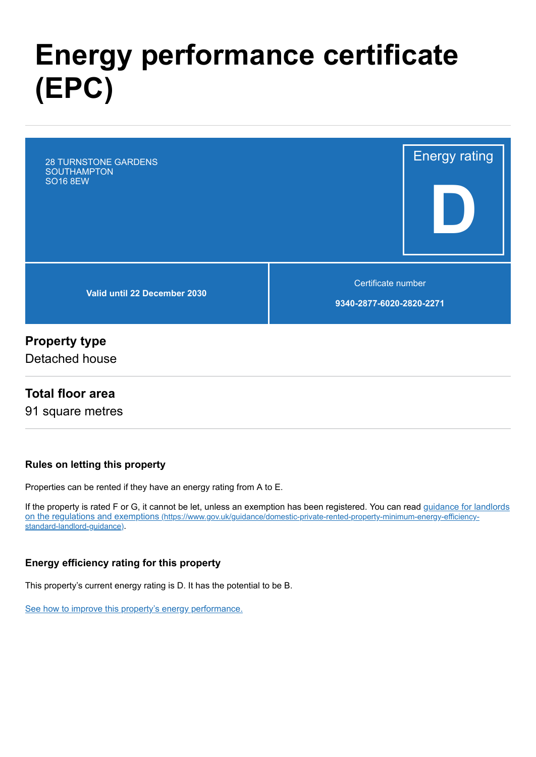# Energy performance certificate (EPC)

28 TURNSTONE GARDENS
SOUTHAMPTON
SO16 8EW

Energy rating

**D**

**Valid until 22 December 2030**

Certificate number

**9340-2877-6020-2820-2271**

## Property type

Detached house

## Total floor area

91 square metres

### Rules on letting this property

Properties can be rented if they have an energy rating from A to E.

If the property is rated F or G, it cannot be let, unless an exemption has been registered. You can read [guidance for landlords on the regulations and exemptions (https://www.gov.uk/guidance/domestic-private-rented-property-minimum-energy-efficiency-standard-landlord-guidance)](https://www.gov.uk/guidance/domestic-private-rented-property-minimum-energy-efficiency-standard-landlord-guidance).

### Energy efficiency rating for this property

This property's current energy rating is D. It has the potential to be B.

See how to improve this property's energy performance.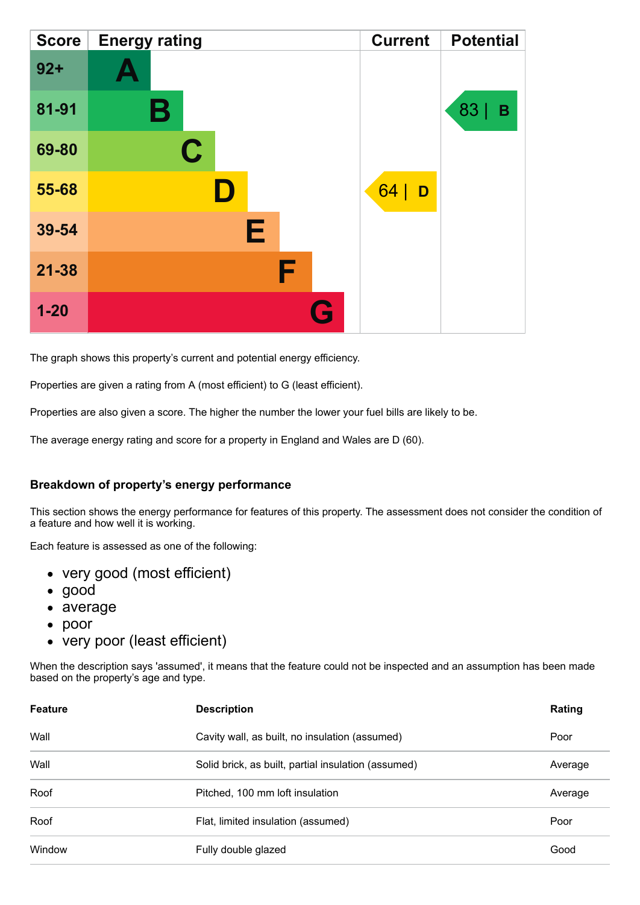| Score | Energy rating | Current | Potential |
|---|---|---|---|
| 92+ | A | | |
| 81-91 | B | | 83 \| B |
| 69-80 | C | | |
| 55-68 | D | 64 \| D | |
| 39-54 | E | | |
| 21-38 | F | | |
| 1-20 | G | | |

The graph shows this property's current and potential energy efficiency.

Properties are given a rating from A (most efficient) to G (least efficient).

Properties are also given a score. The higher the number the lower your fuel bills are likely to be.

The average energy rating and score for a property in England and Wales are D (60).

### Breakdown of property's energy performance

This section shows the energy performance for features of this property. The assessment does not consider the condition of a feature and how well it is working.

Each feature is assessed as one of the following:

- very good (most efficient)
- good
- average
- poor
- very poor (least efficient)

When the description says 'assumed', it means that the feature could not be inspected and an assumption has been made based on the property's age and type.

| Feature | Description | Rating |
|---|---|---|
| Wall | Cavity wall, as built, no insulation (assumed) | Poor |
| Wall | Solid brick, as built, partial insulation (assumed) | Average |
| Roof | Pitched, 100 mm loft insulation | Average |
| Roof | Flat, limited insulation (assumed) | Poor |
| Window | Fully double glazed | Good |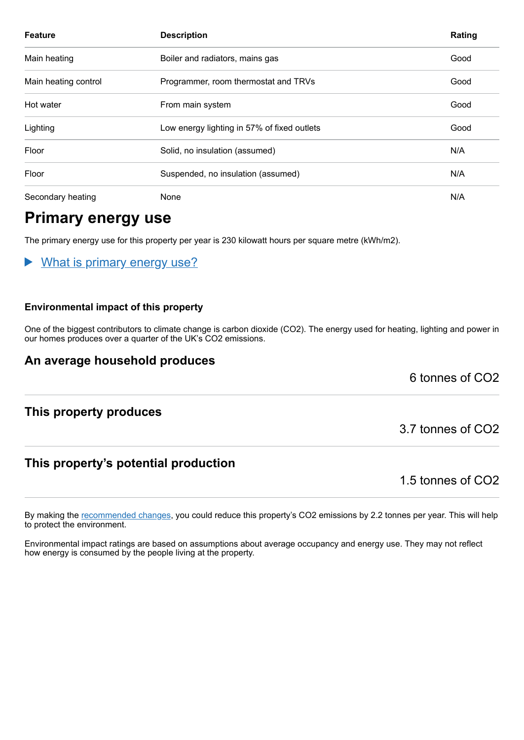| Feature | Description | Rating |
|---|---|---|
| Main heating | Boiler and radiators, mains gas | Good |
| Main heating control | Programmer, room thermostat and TRVs | Good |
| Hot water | From main system | Good |
| Lighting | Low energy lighting in 57% of fixed outlets | Good |
| Floor | Solid, no insulation (assumed) | N/A |
| Floor | Suspended, no insulation (assumed) | N/A |
| Secondary heating | None | N/A |

# Primary energy use

The primary energy use for this property per year is 230 kilowatt hours per square metre (kWh/m2).

▶ What is primary energy use?

### Environmental impact of this property

One of the biggest contributors to climate change is carbon dioxide ($CO_2$). The energy used for heating, lighting and power in our homes produces over a quarter of the UK's $CO_2$ emissions.

## An average household produces

6 tonnes of $CO_2$

## This property produces

3.7 tonnes of $CO_2$

## This property's potential production

1.5 tonnes of $CO_2$

By making the recommended changes, you could reduce this property's $CO_2$ emissions by 2.2 tonnes per year. This will help to protect the environment.

Environmental impact ratings are based on assumptions about average occupancy and energy use. They may not reflect how energy is consumed by the people living at the property.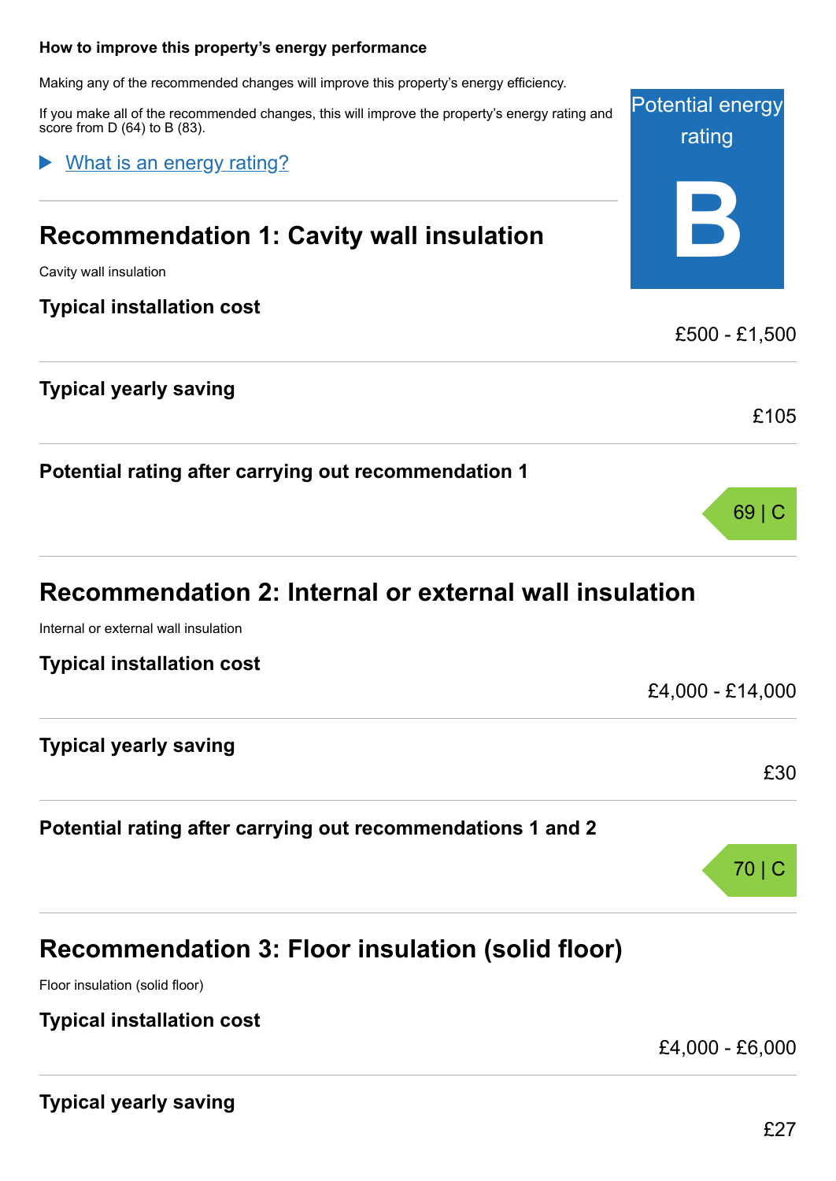## How to improve this property's energy performance

Making any of the recommended changes will improve this property's energy efficiency.

If you make all of the recommended changes, this will improve the property's energy rating and score from D (64) to B (83).

Potential energy rating

**B**

▶ What is an energy rating?

## Recommendation 1: Cavity wall insulation

Cavity wall insulation

**Typical installation cost**

£500 - £1,500

**Typical yearly saving**

£105

**Potential rating after carrying out recommendation 1**

69 | C

## Recommendation 2: Internal or external wall insulation

Internal or external wall insulation

**Typical installation cost**

£4,000 - £14,000

**Typical yearly saving**

£30

**Potential rating after carrying out recommendations 1 and 2**

70 | C

## Recommendation 3: Floor insulation (solid floor)

Floor insulation (solid floor)

**Typical installation cost**

£4,000 - £6,000

**Typical yearly saving**

£27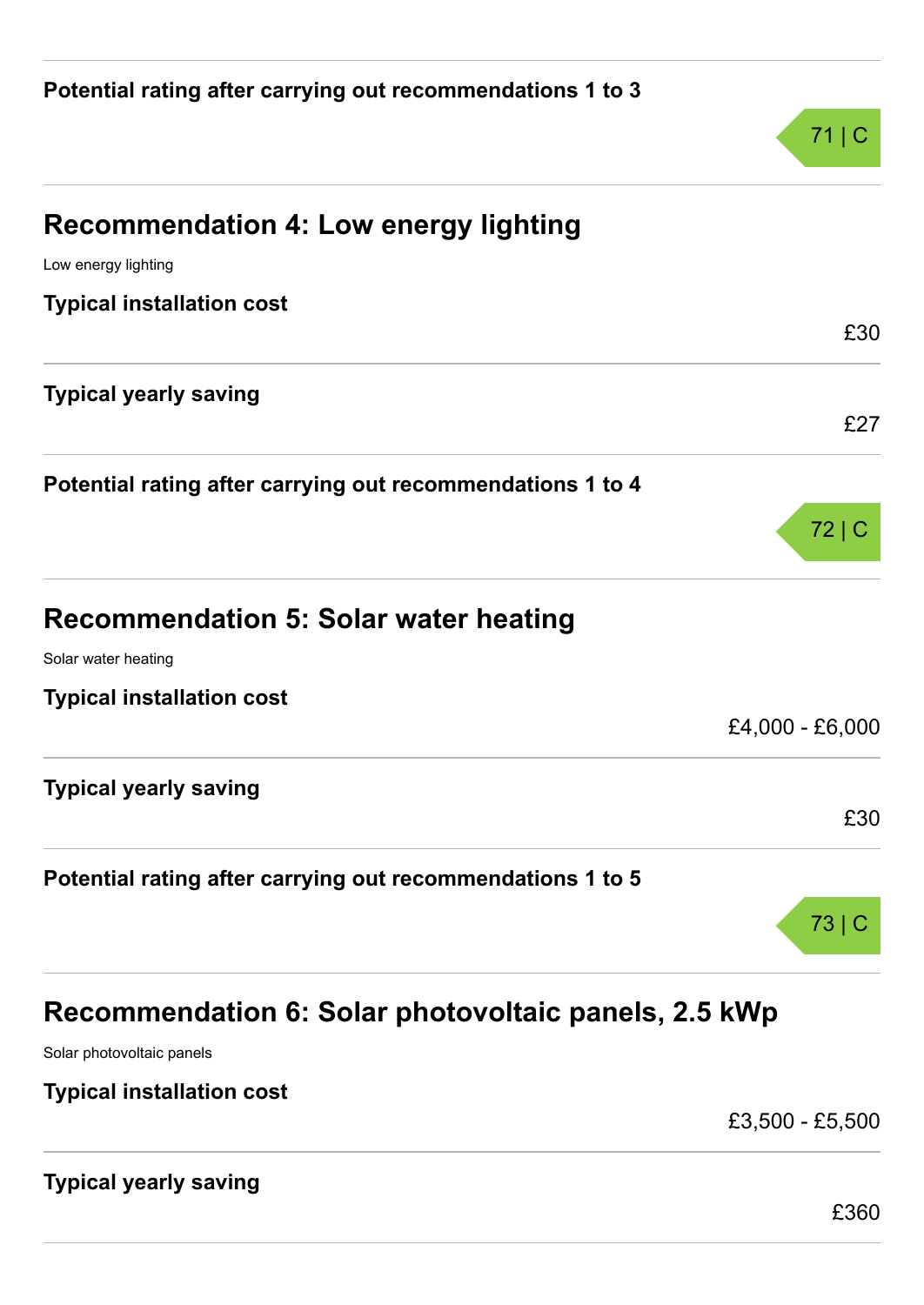**Potential rating after carrying out recommendations 1 to 3**

71 | C

## Recommendation 4: Low energy lighting

Low energy lighting

**Typical installation cost**

£30

**Typical yearly saving**

£27

**Potential rating after carrying out recommendations 1 to 4**

72 | C

## Recommendation 5: Solar water heating

Solar water heating

**Typical installation cost**

£4,000 - £6,000

**Typical yearly saving**

£30

**Potential rating after carrying out recommendations 1 to 5**

73 | C

## Recommendation 6: Solar photovoltaic panels, 2.5 kWp

Solar photovoltaic panels

**Typical installation cost**

£3,500 - £5,500

**Typical yearly saving**

£360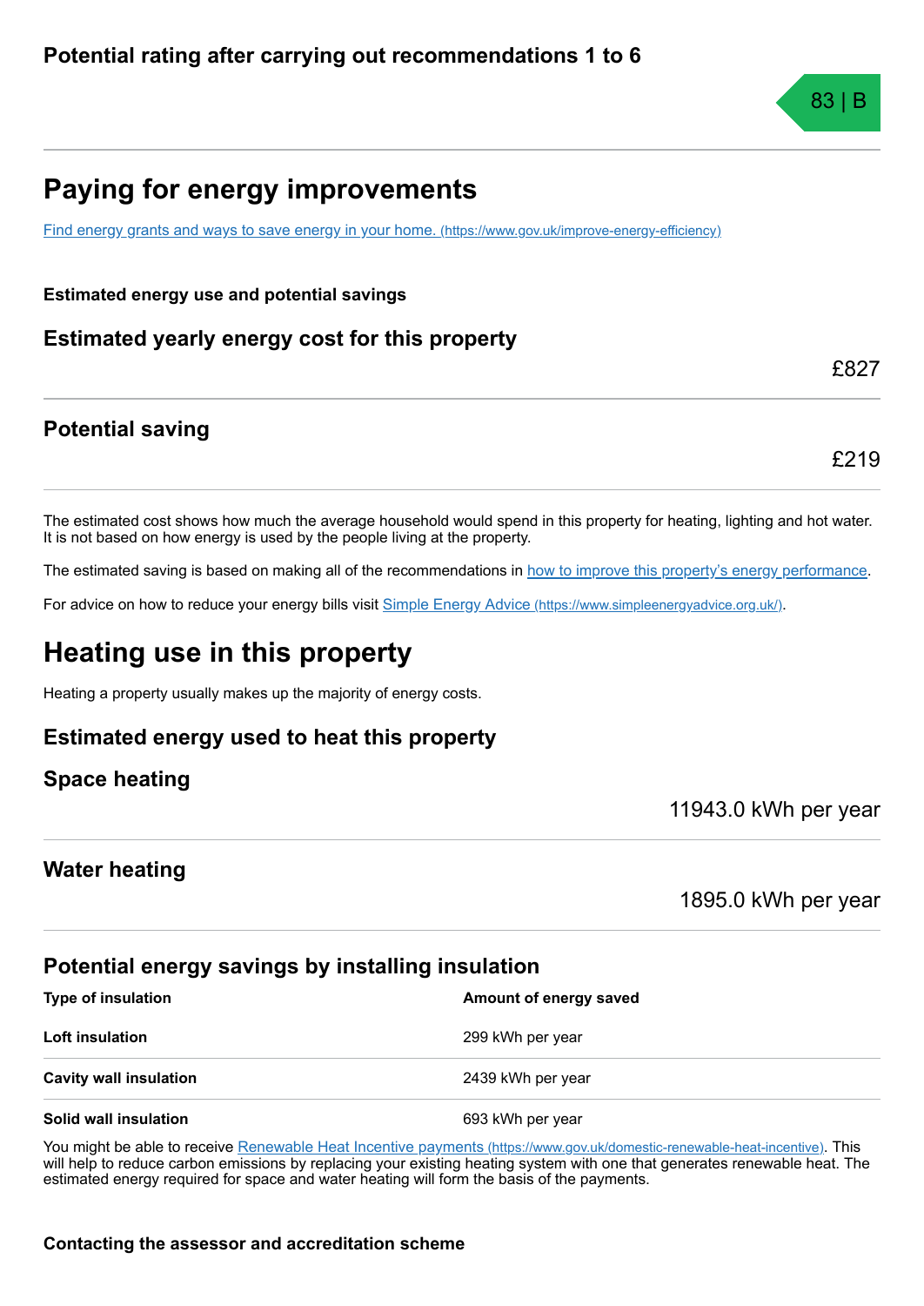### Potential rating after carrying out recommendations 1 to 6

83 | B

## Paying for energy improvements

[Find energy grants and ways to save energy in your home. (https://www.gov.uk/improve-energy-efficiency)](https://www.gov.uk/improve-energy-efficiency)

**Estimated energy use and potential savings**

### Estimated yearly energy cost for this property

£827

### Potential saving

£219

The estimated cost shows how much the average household would spend in this property for heating, lighting and hot water. It is not based on how energy is used by the people living at the property.

The estimated saving is based on making all of the recommendations in how to improve this property's energy performance.

For advice on how to reduce your energy bills visit [Simple Energy Advice (https://www.simpleenergyadvice.org.uk/)](https://www.simpleenergyadvice.org.uk/).

## Heating use in this property

Heating a property usually makes up the majority of energy costs.

### Estimated energy used to heat this property

### Space heating

11943.0 kWh per year

### Water heating

1895.0 kWh per year

### Potential energy savings by installing insulation

| Type of insulation | Amount of energy saved |
| --- | --- |
| **Loft insulation** | 299 kWh per year |
| **Cavity wall insulation** | 2439 kWh per year |
| **Solid wall insulation** | 693 kWh per year |

You might be able to receive [Renewable Heat Incentive payments (https://www.gov.uk/domestic-renewable-heat-incentive)](https://www.gov.uk/domestic-renewable-heat-incentive). This will help to reduce carbon emissions by replacing your existing heating system with one that generates renewable heat. The estimated energy required for space and water heating will form the basis of the payments.

**Contacting the assessor and accreditation scheme**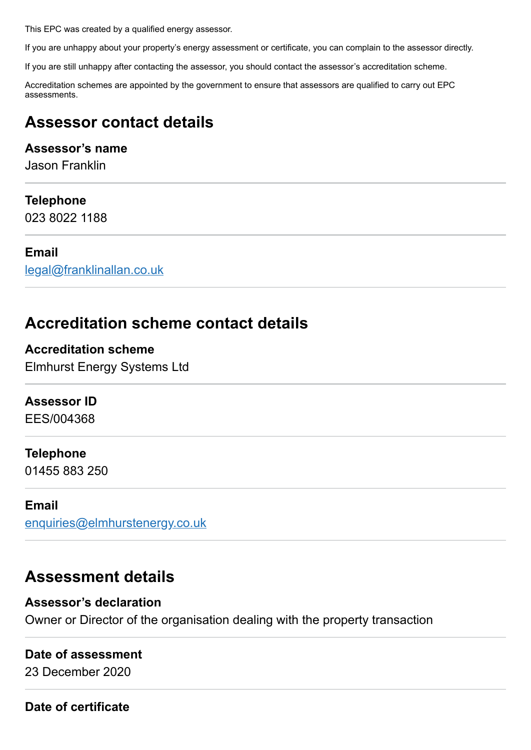This EPC was created by a qualified energy assessor.

If you are unhappy about your property's energy assessment or certificate, you can complain to the assessor directly.

If you are still unhappy after contacting the assessor, you should contact the assessor's accreditation scheme.

Accreditation schemes are appointed by the government to ensure that assessors are qualified to carry out EPC assessments.

## Assessor contact details

**Assessor's name**
Jason Franklin

**Telephone**
023 8022 1188

**Email**
legal@franklinallan.co.uk

## Accreditation scheme contact details

**Accreditation scheme**
Elmhurst Energy Systems Ltd

**Assessor ID**
EES/004368

**Telephone**
01455 883 250

**Email**
enquiries@elmhurstenergy.co.uk

## Assessment details

**Assessor's declaration**
Owner or Director of the organisation dealing with the property transaction

**Date of assessment**
23 December 2020

**Date of certificate**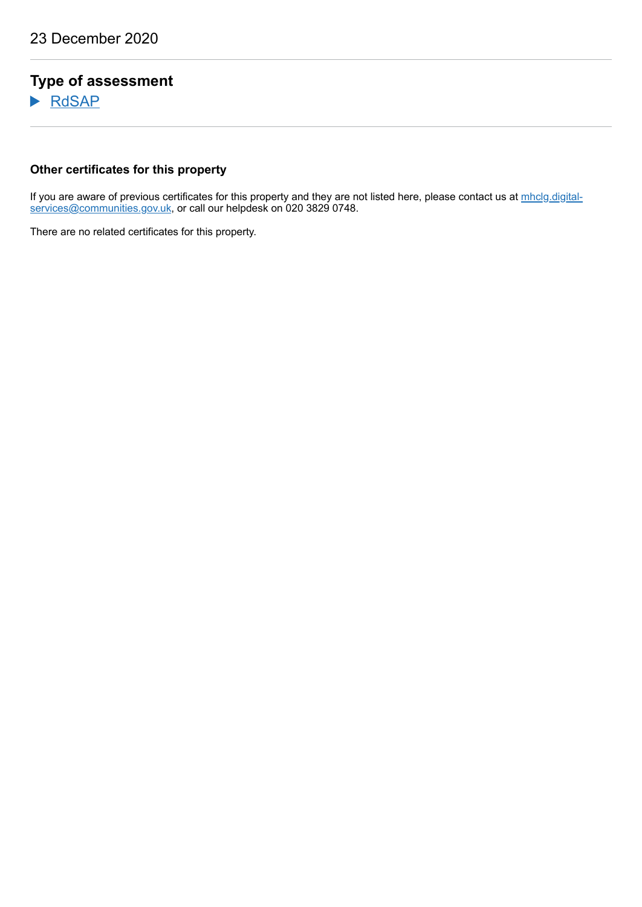23 December 2020

## Type of assessment

▶ RdSAP

### Other certificates for this property

If you are aware of previous certificates for this property and they are not listed here, please contact us at mhclg.digital-services@communities.gov.uk, or call our helpdesk on 020 3829 0748.

There are no related certificates for this property.